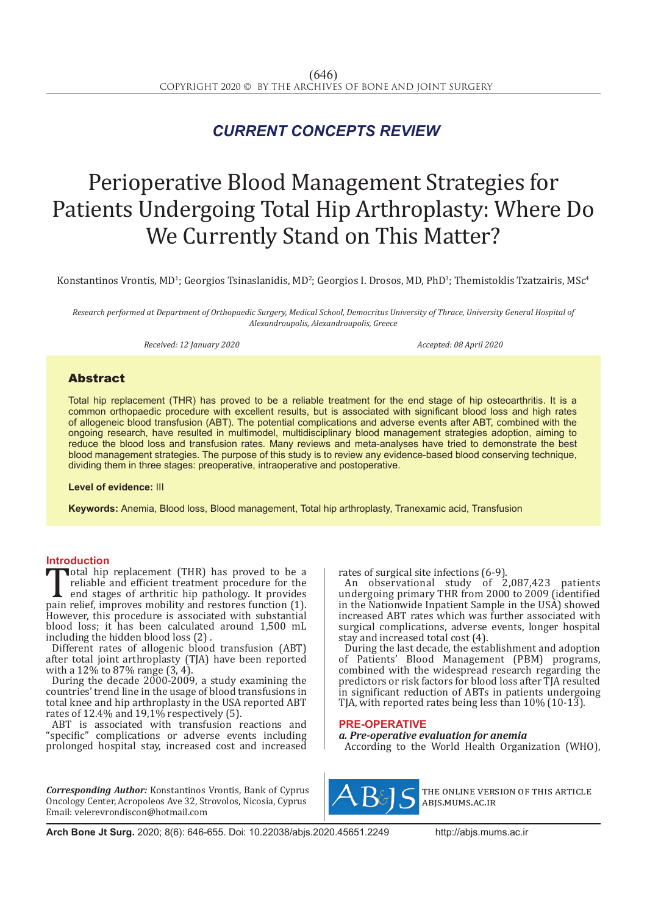CURRENT CONCEPTS REVIEW

# Perioperative Blood Management Strategies for Patients Undergoing Total Hip Arthroplasty: Where Do We Currently Stand on This Matter?

Konstantinos Vrontis, MD[1]; Georgios Tsinaslanidis, MD[2]; Georgios I. Drosos, MD, PhD[3]; Themistoklis Tzatzairis, MSc[4]

*Research performed at Department of Orthopaedic Surgery, Medical School, Democritus University of Thrace, University General Hospital of Alexandroupolis, Alexandroupolis, Greece*

*Received: 12 January 2020* *Accepted: 08 April 2020*

## Abstract

Total hip replacement (THR) has proved to be a reliable treatment for the end stage of hip osteoarthritis. It is a common orthopaedic procedure with excellent results, but is associated with significant blood loss and high rates of allogeneic blood transfusion (ABT). The potential complications and adverse events after ABT, combined with the ongoing research, have resulted in multimodel, multidisciplinary blood management strategies adoption, aiming to reduce the blood loss and transfusion rates. Many reviews and meta-analyses have tried to demonstrate the best blood management strategies. The purpose of this study is to review any evidence-based blood conserving technique, dividing them in three stages: preoperative, intraoperative and postoperative.

**Level of evidence:** III

**Keywords:** Anemia, Blood loss, Blood management, Total hip arthroplasty, Tranexamic acid, Transfusion

## Introduction

Total hip replacement (THR) has proved to be a reliable and efficient treatment procedure for the end stages of arthritic hip pathology. It provides pain relief, improves mobility and restores function (1). However, this procedure is associated with substantial blood loss; it has been calculated around 1,500 mL including the hidden blood loss (2) .

Different rates of allogenic blood transfusion (ABT) after total joint arthroplasty (TJA) have been reported with a 12% to 87% range (3, 4).

During the decade 2000-2009, a study examining the countries' trend line in the usage of blood transfusions in total knee and hip arthroplasty in the USA reported ABT rates of 12.4% and 19,1% respectively (5).

ABT is associated with transfusion reactions and "specific" complications or adverse events including prolonged hospital stay, increased cost and increased rates of surgical site infections (6-9).

An observational study of 2,087,423 patients undergoing primary THR from 2000 to 2009 (identified in the Nationwide Inpatient Sample in the USA) showed increased ABT rates which was further associated with surgical complications, adverse events, longer hospital stay and increased total cost (4).

During the last decade, the establishment and adoption of Patients' Blood Management (PBM) programs, combined with the widespread research regarding the predictors or risk factors for blood loss after TJA resulted in significant reduction of ABTs in patients undergoing TJA, with reported rates being less than 10% (10-13).

## PRE-OPERATIVE

### *a. Pre-operative evaluation for anemia*

According to the World Health Organization (WHO),

*Corresponding Author:* Konstantinos Vrontis, Bank of Cyprus Oncology Center, Acropoleos Ave 32, Strovolos, Nicosia, Cyprus
Email: velerevrondiscon@hotmail.com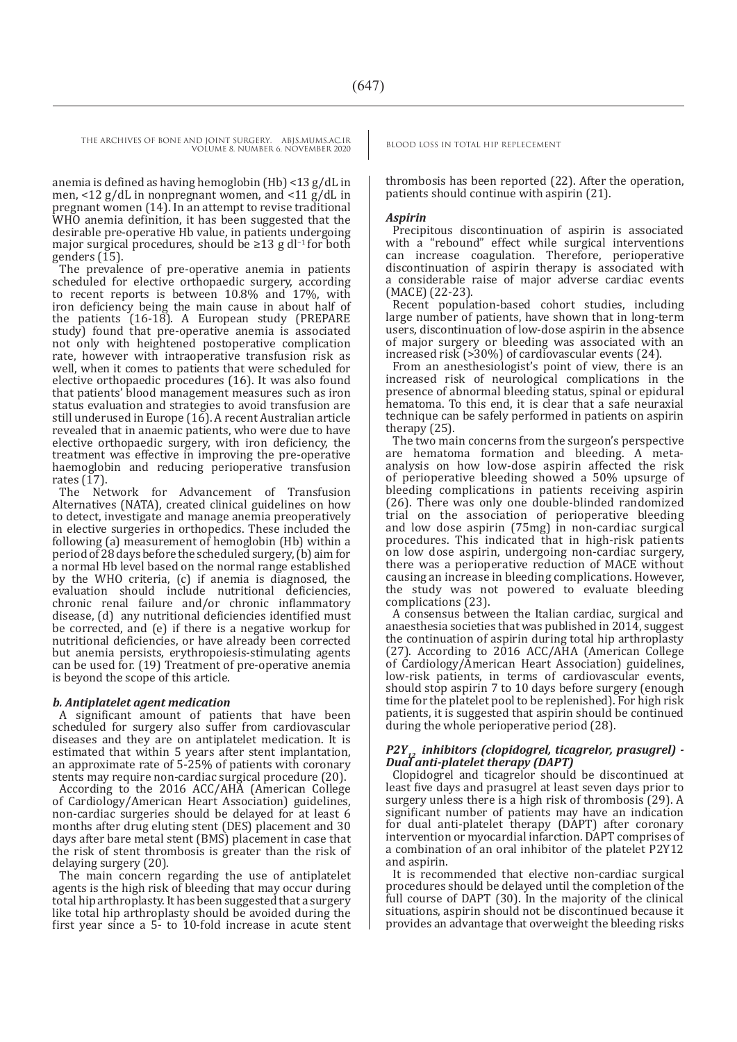anemia is defined as having hemoglobin (Hb) <13 g/dL in men, <12 g/dL in nonpregnant women, and <11 g/dL in pregnant women (14). In an attempt to revise traditional WHO anemia definition, it has been suggested that the desirable pre-operative Hb value, in patients undergoing major surgical procedures, should be ≥13 g $dl^{-1}$ for both genders (15).

The prevalence of pre-operative anemia in patients scheduled for elective orthopaedic surgery, according to recent reports is between 10.8% and 17%, with iron deficiency being the main cause in about half of the patients (16-18). A European study (PREPARE study) found that pre-operative anemia is associated not only with heightened postoperative complication rate, however with intraoperative transfusion risk as well, when it comes to patients that were scheduled for elective orthopaedic procedures (16). It was also found that patients' blood management measures such as iron status evaluation and strategies to avoid transfusion are still underused in Europe (16). A recent Australian article revealed that in anaemic patients, who were due to have elective orthopaedic surgery, with iron deficiency, the treatment was effective in improving the pre-operative haemoglobin and reducing perioperative transfusion rates (17).

The Network for Advancement of Transfusion Alternatives (NATA), created clinical guidelines on how to detect, investigate and manage anemia preoperatively in elective surgeries in orthopedics. These included the following (a) measurement of hemoglobin (Hb) within a period of 28 days before the scheduled surgery, (b) aim for a normal Hb level based on the normal range established by the WHO criteria, (c) if anemia is diagnosed, the evaluation should include nutritional deficiencies, chronic renal failure and/or chronic inflammatory disease, (d) any nutritional deficiencies identified must be corrected, and (e) if there is a negative workup for nutritional deficiencies, or have already been corrected but anemia persists, erythropoiesis-stimulating agents can be used for. (19) Treatment of pre-operative anemia is beyond the scope of this article.

### *b. Antiplatelet agent medication*

A significant amount of patients that have been scheduled for surgery also suffer from cardiovascular diseases and they are on antiplatelet medication. It is estimated that within 5 years after stent implantation, an approximate rate of 5-25% of patients with coronary stents may require non-cardiac surgical procedure (20).

According to the 2016 ACC/AHA (American College of Cardiology/American Heart Association) guidelines, non-cardiac surgeries should be delayed for at least 6 months after drug eluting stent (DES) placement and 30 days after bare metal stent (BMS) placement in case that the risk of stent thrombosis is greater than the risk of delaying surgery (20).

The main concern regarding the use of antiplatelet agents is the high risk of bleeding that may occur during total hip arthroplasty. It has been suggested that a surgery like total hip arthroplasty should be avoided during the first year since a 5- to 10-fold increase in acute stent thrombosis has been reported (22). After the operation, patients should continue with aspirin (21).

### *Aspirin*

Precipitous discontinuation of aspirin is associated with a "rebound" effect while surgical interventions can increase coagulation. Therefore, perioperative discontinuation of aspirin therapy is associated with a considerable raise of major adverse cardiac events (MACE) (22-23).

Recent population-based cohort studies, including large number of patients, have shown that in long-term users, discontinuation of low-dose aspirin in the absence of major surgery or bleeding was associated with an increased risk (>30%) of cardiovascular events (24).

From an anesthesiologist's point of view, there is an increased risk of neurological complications in the presence of abnormal bleeding status, spinal or epidural hematoma. To this end, it is clear that a safe neuraxial technique can be safely performed in patients on aspirin therapy (25).

The two main concerns from the surgeon's perspective are hematoma formation and bleeding. A meta-analysis on how low-dose aspirin affected the risk of perioperative bleeding showed a 50% upsurge of bleeding complications in patients receiving aspirin (26). There was only one double-blinded randomized trial on the association of perioperative bleeding and low dose aspirin (75mg) in non-cardiac surgical procedures. This indicated that in high-risk patients on low dose aspirin, undergoing non-cardiac surgery, there was a perioperative reduction of MACE without causing an increase in bleeding complications. However, the study was not powered to evaluate bleeding complications (23).

A consensus between the Italian cardiac, surgical and anaesthesia societies that was published in 2014, suggest the continuation of aspirin during total hip arthroplasty (27). According to 2016 ACC/AHA (American College of Cardiology/American Heart Association) guidelines, low-risk patients, in terms of cardiovascular events, should stop aspirin 7 to 10 days before surgery (enough time for the platelet pool to be replenished). For high risk patients, it is suggested that aspirin should be continued during the whole perioperative period (28).

### *$P2Y_{12}$ inhibitors (clopidogrel, ticagrelor, prasugrel) - Dual anti-platelet therapy (DAPT)*

Clopidogrel and ticagrelor should be discontinued at least five days and prasugrel at least seven days prior to surgery unless there is a high risk of thrombosis (29). A significant number of patients may have an indication for dual anti-platelet therapy (DAPT) after coronary intervention or myocardial infarction. DAPT comprises of a combination of an oral inhibitor of the platelet P2Y12 and aspirin.

It is recommended that elective non-cardiac surgical procedures should be delayed until the completion of the full course of DAPT (30). In the majority of the clinical situations, aspirin should not be discontinued because it provides an advantage that overweight the bleeding risks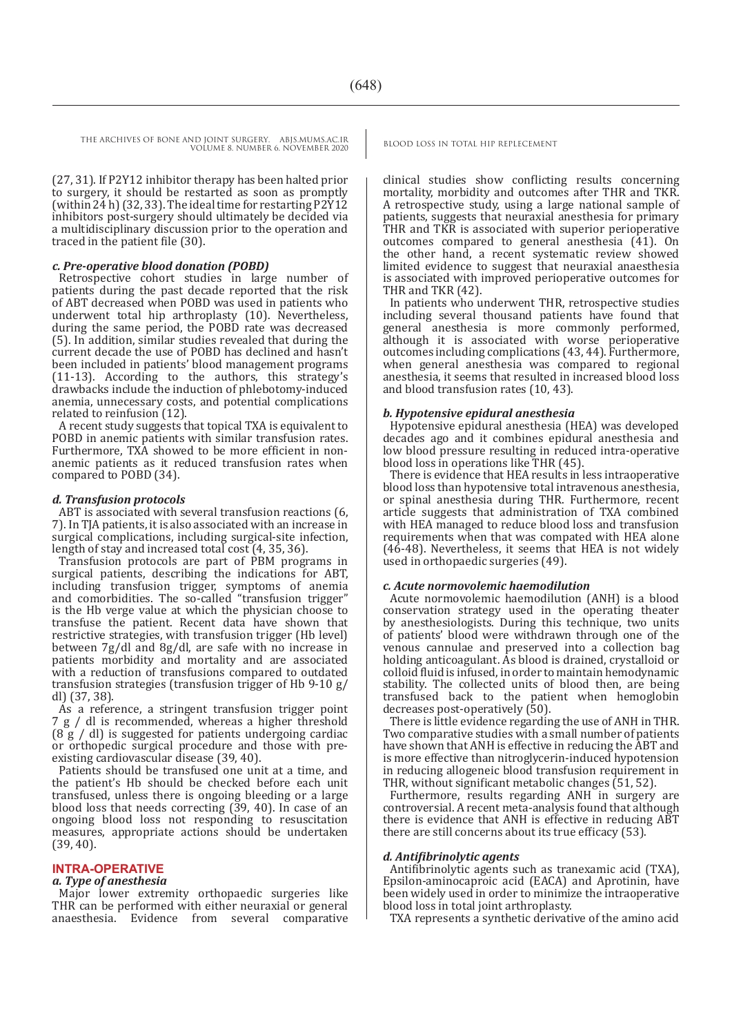(27, 31). If P2Y12 inhibitor therapy has been halted prior to surgery, it should be restarted as soon as promptly (within 24 h) (32, 33). The ideal time for restarting P2Y12 inhibitors post-surgery should ultimately be decided via a multidisciplinary discussion prior to the operation and traced in the patient file (30).

***c. Pre-operative blood donation (POBD)***

Retrospective cohort studies in large number of patients during the past decade reported that the risk of ABT decreased when POBD was used in patients who underwent total hip arthroplasty (10). Nevertheless, during the same period, the POBD rate was decreased (5). In addition, similar studies revealed that during the current decade the use of POBD has declined and hasn't been included in patients' blood management programs (11-13). According to the authors, this strategy's drawbacks include the induction of phlebotomy-induced anemia, unnecessary costs, and potential complications related to reinfusion (12).

A recent study suggests that topical TXA is equivalent to POBD in anemic patients with similar transfusion rates. Furthermore, TXA showed to be more efficient in non-anemic patients as it reduced transfusion rates when compared to POBD (34).

***d. Transfusion protocols***

ABT is associated with several transfusion reactions (6, 7). In TJA patients, it is also associated with an increase in surgical complications, including surgical-site infection, length of stay and increased total cost (4, 35, 36).

Transfusion protocols are part of PBM programs in surgical patients, describing the indications for ABT, including transfusion trigger, symptoms of anemia and comorbidities. The so-called "transfusion trigger" is the Hb verge value at which the physician choose to transfuse the patient. Recent data have shown that restrictive strategies, with transfusion trigger (Hb level) between 7g/dl and 8g/dl, are safe with no increase in patients morbidity and mortality and are associated with a reduction of transfusions compared to outdated transfusion strategies (transfusion trigger of Hb 9-10 g/dl) (37, 38).

As a reference, a stringent transfusion trigger point 7 g / dl is recommended, whereas a higher threshold (8 g / dl) is suggested for patients undergoing cardiac or orthopedic surgical procedure and those with pre-existing cardiovascular disease (39, 40).

Patients should be transfused one unit at a time, and the patient's Hb should be checked before each unit transfused, unless there is ongoing bleeding or a large blood loss that needs correcting (39, 40). In case of an ongoing blood loss not responding to resuscitation measures, appropriate actions should be undertaken (39, 40).

## INTRA-OPERATIVE

***a. Type of anesthesia***

Major lower extremity orthopaedic surgeries like THR can be performed with either neuraxial or general anaesthesia. Evidence from several comparative clinical studies show conflicting results concerning mortality, morbidity and outcomes after THR and TKR. A retrospective study, using a large national sample of patients, suggests that neuraxial anesthesia for primary THR and TKR is associated with superior perioperative outcomes compared to general anesthesia (41). On the other hand, a recent systematic review showed limited evidence to suggest that neuraxial anaesthesia is associated with improved perioperative outcomes for THR and TKR (42).

In patients who underwent THR, retrospective studies including several thousand patients have found that general anesthesia is more commonly performed, although it is associated with worse perioperative outcomes including complications (43, 44). Furthermore, when general anesthesia was compared to regional anesthesia, it seems that resulted in increased blood loss and blood transfusion rates (10, 43).

***b. Hypotensive epidural anesthesia***

Hypotensive epidural anesthesia (HEA) was developed decades ago and it combines epidural anesthesia and low blood pressure resulting in reduced intra-operative blood loss in operations like THR (45).

There is evidence that HEA results in less intraoperative blood loss than hypotensive total intravenous anesthesia, or spinal anesthesia during THR. Furthermore, recent article suggests that administration of TXA combined with HEA managed to reduce blood loss and transfusion requirements when that was compated with HEA alone (46-48). Nevertheless, it seems that HEA is not widely used in orthopaedic surgeries (49).

***c. Acute normovolemic haemodilution***

Acute normovolemic haemodilution (ANH) is a blood conservation strategy used in the operating theater by anesthesiologists. During this technique, two units of patients' blood were withdrawn through one of the venous cannulae and preserved into a collection bag holding anticoagulant. As blood is drained, crystalloid or colloid fluid is infused, in order to maintain hemodynamic stability. The collected units of blood then, are being transfused back to the patient when hemoglobin decreases post-operatively (50).

There is little evidence regarding the use of ANH in THR. Two comparative studies with a small number of patients have shown that ANH is effective in reducing the ABT and is more effective than nitroglycerin-induced hypotension in reducing allogeneic blood transfusion requirement in THR, without significant metabolic changes (51, 52).

Furthermore, results regarding ANH in surgery are controversial. A recent meta-analysis found that although there is evidence that ANH is effective in reducing ABT there are still concerns about its true efficacy (53).

***d. Antifibrinolytic agents***

Antifibrinolytic agents such as tranexamic acid (TXA), Epsilon-aminocaproic acid (EACA) and Aprotinin, have been widely used in order to minimize the intraoperative blood loss in total joint arthroplasty.

TXA represents a synthetic derivative of the amino acid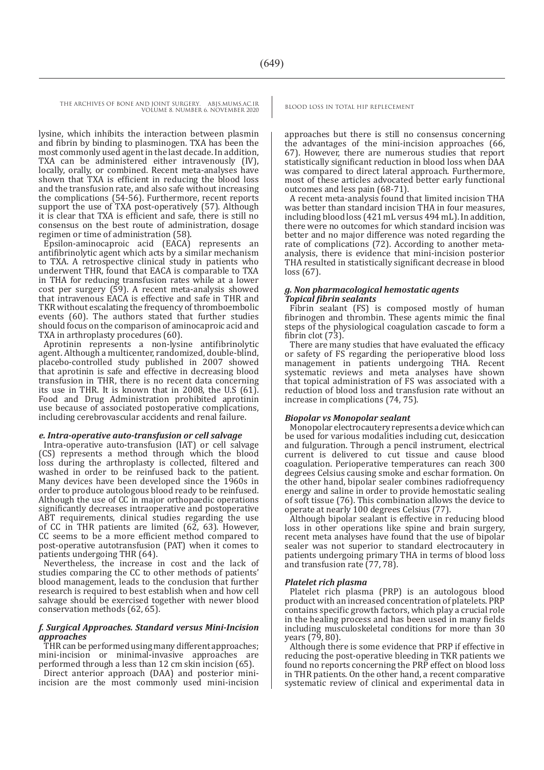lysine, which inhibits the interaction between plasmin and fibrin by binding to plasminogen. TXA has been the most commonly used agent in the last decade. In addition, TXA can be administered either intravenously (IV), locally, orally, or combined. Recent meta-analyses have shown that TXA is efficient in reducing the blood loss and the transfusion rate, and also safe without increasing the complications (54-56). Furthermore, recent reports support the use of TXA post-operatively (57). Although it is clear that TXA is efficient and safe, there is still no consensus on the best route of administration, dosage regimen or time of administration (58).

Epsilon-aminocaproic acid (EACA) represents an antifibrinolytic agent which acts by a similar mechanism to TXA. A retrospective clinical study in patients who underwent THR, found that EACA is comparable to TXA in THA for reducing transfusion rates while at a lower cost per surgery (59). A recent meta-analysis showed that intravenous EACA is effective and safe in THR and TKR without escalating the frequency of thromboembolic events (60). The authors stated that further studies should focus on the comparison of aminocaproic acid and TXA in arthroplasty procedures (60).

Aprotinin represents a non-lysine antifibrinolytic agent. Although a multicenter, randomized, double-blind, placebo-controlled study published in 2007 showed that aprotinin is safe and effective in decreasing blood transfusion in THR, there is no recent data concerning its use in THR. It is known that in 2008, the U.S (61). Food and Drug Administration prohibited aprotinin use because of associated postoperative complications, including cerebrovascular accidents and renal failure.

#### *e. Intra-operative auto-transfusion or cell salvage*

Intra-operative auto-transfusion (IAT) or cell salvage (CS) represents a method through which the blood loss during the arthroplasty is collected, filtered and washed in order to be reinfused back to the patient. Many devices have been developed since the 1960s in order to produce autologous blood ready to be reinfused. Although the use of CC in major orthopaedic operations significantly decreases intraoperative and postoperative ABT requirements, clinical studies regarding the use of CC in THR patients are limited (62, 63). However, CC seems to be a more efficient method compared to post-operative autotransfusion (PAT) when it comes to patients undergoing THR (64).

Nevertheless, the increase in cost and the lack of studies comparing the CC to other methods of patients' blood management, leads to the conclusion that further research is required to best establish when and how cell salvage should be exercised together with newer blood conservation methods (62, 65).

#### *f. Surgical Approaches. Standard versus Mini-Incision approaches*

THR can be performed using many different approaches; mini-incision or minimal-invasive approaches are performed through a less than 12 cm skin incision (65).

Direct anterior approach (DAA) and posterior mini-incision are the most commonly used mini-incision approaches but there is still no consensus concerning the advantages of the mini-incision approaches (66, 67). However, there are numerous studies that report statistically significant reduction in blood loss when DAA was compared to direct lateral approach. Furthermore, most of these articles advocated better early functional outcomes and less pain (68-71).

A recent meta-analysis found that limited incision THA was better than standard incision THA in four measures, including blood loss (421 mL versus 494 mL). In addition, there were no outcomes for which standard incision was better and no major difference was noted regarding the rate of complications (72). According to another meta-analysis, there is evidence that mini-incision posterior THA resulted in statistically significant decrease in blood loss (67).

#### *g. Non pharmacological hemostatic agents*

#### *Topical fibrin sealants*

Fibrin sealant (FS) is composed mostly of human fibrinogen and thrombin. These agents mimic the final steps of the physiological coagulation cascade to form a fibrin clot (73).

There are many studies that have evaluated the efficacy or safety of FS regarding the perioperative blood loss management in patients undergoing THA. Recent systematic reviews and meta analyses have shown that topical administration of FS was associated with a reduction of blood loss and transfusion rate without an increase in complications (74, 75).

#### *Biopolar vs Monopolar sealant*

Monopolar electrocautery represents a device which can be used for various modalities including cut, desiccation and fulguration. Through a pencil instrument, electrical current is delivered to cut tissue and cause blood coagulation. Perioperative temperatures can reach 300 degrees Celsius causing smoke and eschar formation. On the other hand, bipolar sealer combines radiofrequency energy and saline in order to provide hemostatic sealing of soft tissue (76). This combination allows the device to operate at nearly 100 degrees Celsius (77).

Although bipolar sealant is effective in reducing blood loss in other operations like spine and brain surgery, recent meta analyses have found that the use of bipolar sealer was not superior to standard electrocautery in patients undergoing primary THA in terms of blood loss and transfusion rate (77, 78).

#### *Platelet rich plasma*

Platelet rich plasma (PRP) is an autologous blood product with an increased concentration of platelets. PRP contains specific growth factors, which play a crucial role in the healing process and has been used in many fields including musculoskeletal conditions for more than 30 years (79, 80).

Although there is some evidence that PRP if effective in reducing the post-operative bleeding in TKR patients we found no reports concerning the PRP effect on blood loss in THR patients. On the other hand, a recent comparative systematic review of clinical and experimental data in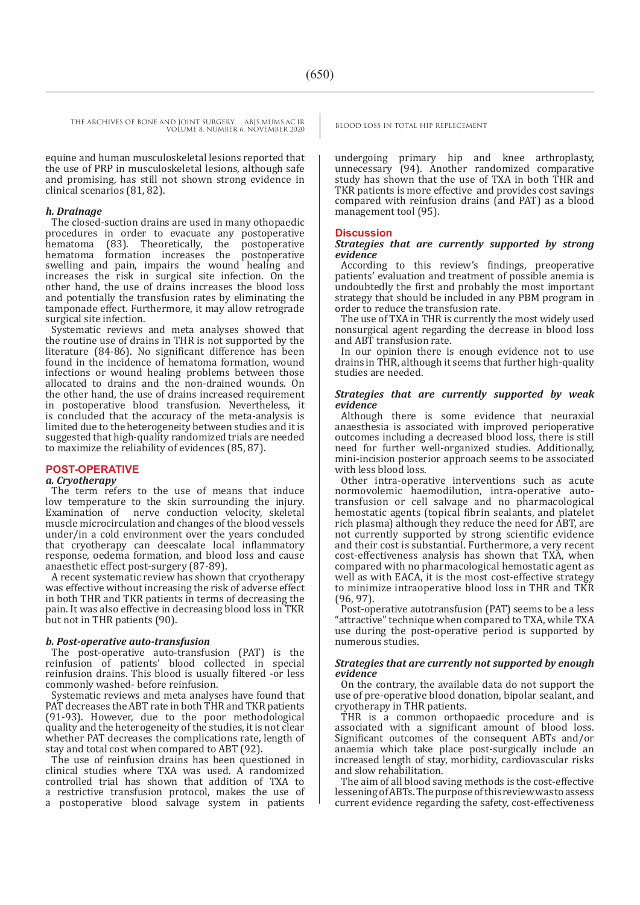equine and human musculoskeletal lesions reported that the use of PRP in musculoskeletal lesions, although safe and promising, has still not shown strong evidence in clinical scenarios (81, 82).

***h. Drainage***

The closed-suction drains are used in many othopaedic procedures in order to evacuate any postoperative hematoma (83). Theoretically, the postoperative hematoma formation increases the postoperative swelling and pain, impairs the wound healing and increases the risk in surgical site infection. On the other hand, the use of drains increases the blood loss and potentially the transfusion rates by eliminating the tamponade effect. Furthermore, it may allow retrograde surgical site infection.

Systematic reviews and meta analyses showed that the routine use of drains in THR is not supported by the literature (84-86). No significant difference has been found in the incidence of hematoma formation, wound infections or wound healing problems between those allocated to drains and the non-drained wounds. On the other hand, the use of drains increased requirement in postoperative blood transfusion. Nevertheless, it is concluded that the accuracy of the meta-analysis is limited due to the heterogeneity between studies and it is suggested that high-quality randomized trials are needed to maximize the reliability of evidences (85, 87).

## POST-OPERATIVE

***a. Cryotherapy***

The term refers to the use of means that induce low temperature to the skin surrounding the injury. Examination of nerve conduction velocity, skeletal muscle microcirculation and changes of the blood vessels under/in a cold environment over the years concluded that cryotherapy can deescalate local inflammatory response, oedema formation, and blood loss and cause anaesthetic effect post-surgery (87-89).

A recent systematic review has shown that cryotherapy was effective without increasing the risk of adverse effect in both THR and TKR patients in terms of decreasing the pain. It was also effective in decreasing blood loss in TKR but not in THR patients (90).

***b. Post-operative auto-transfusion***

The post-operative auto-transfusion (PAT) is the reinfusion of patients' blood collected in special reinfusion drains. This blood is usually filtered -or less commonly washed- before reinfusion.

Systematic reviews and meta analyses have found that PAT decreases the ABT rate in both THR and TKR patients (91-93). However, due to the poor methodological quality and the heterogeneity of the studies, it is not clear whether PAT decreases the complications rate, length of stay and total cost when compared to ABT (92).

The use of reinfusion drains has been questioned in clinical studies where TXA was used. A randomized controlled trial has shown that addition of TXA to a restrictive transfusion protocol, makes the use of a postoperative blood salvage system in patients undergoing primary hip and knee arthroplasty, unnecessary (94). Another randomized comparative study has shown that the use of TXA in both THR and TKR patients is more effective and provides cost savings compared with reinfusion drains (and PAT) as a blood management tool (95).

## Discussion

***Strategies that are currently supported by strong evidence***

According to this review's findings, preoperative patients' evaluation and treatment of possible anemia is undoubtedly the first and probably the most important strategy that should be included in any PBM program in order to reduce the transfusion rate.

The use of TXA in THR is currently the most widely used nonsurgical agent regarding the decrease in blood loss and ABT transfusion rate.

In our opinion there is enough evidence not to use drains in THR, although it seems that further high-quality studies are needed.

***Strategies that are currently supported by weak evidence***

Although there is some evidence that neuraxial anaesthesia is associated with improved perioperative outcomes including a decreased blood loss, there is still need for further well-organized studies. Additionally, mini-incision posterior approach seems to be associated with less blood loss.

Other intra-operative interventions such as acute normovolemic haemodilution, intra-operative auto-transfusion or cell salvage and no pharmacological hemostatic agents (topical fibrin sealants, and platelet rich plasma) although they reduce the need for ABT, are not currently supported by strong scientific evidence and their cost is substantial. Furthermore, a very recent cost-effectiveness analysis has shown that TXA, when compared with no pharmacological hemostatic agent as well as with EACA, it is the most cost-effective strategy to minimize intraoperative blood loss in THR and TKR (96, 97).

Post-operative autotransfusion (PAT) seems to be a less "attractive" technique when compared to TXA, while TXA use during the post-operative period is supported by numerous studies.

***Strategies that are currently not supported by enough evidence***

On the contrary, the available data do not support the use of pre-operative blood donation, bipolar sealant, and cryotherapy in THR patients.

THR is a common orthopaedic procedure and is associated with a significant amount of blood loss. Significant outcomes of the consequent ABTs and/or anaemia which take place post-surgically include an increased length of stay, morbidity, cardiovascular risks and slow rehabilitation.

The aim of all blood saving methods is the cost-effective lessening of ABTs. The purpose of this review was to assess current evidence regarding the safety, cost-effectiveness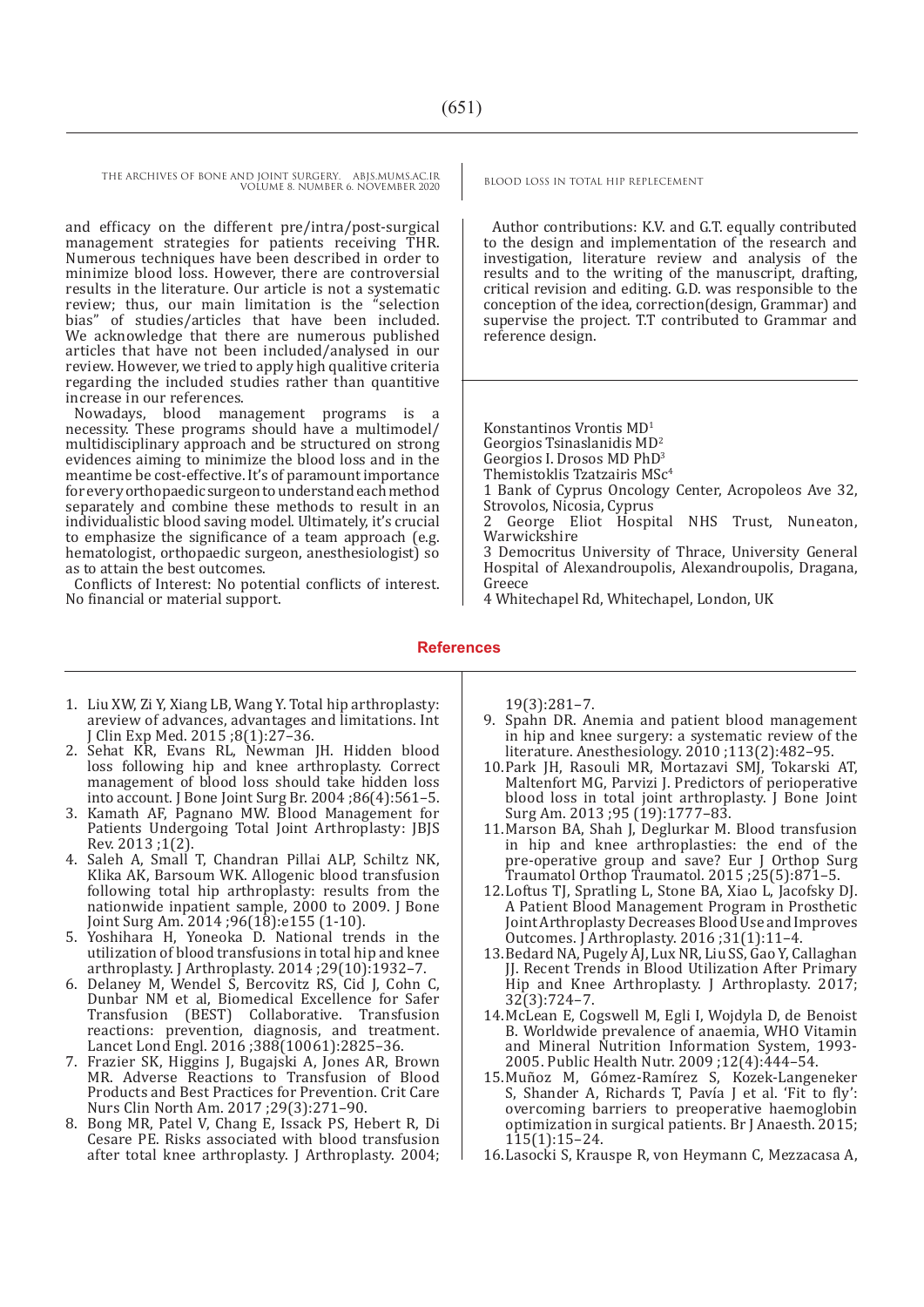and efficacy on the different pre/intra/post-surgical management strategies for patients receiving THR. Numerous techniques have been described in order to minimize blood loss. However, there are controversial results in the literature. Our article is not a systematic review; thus, our main limitation is the "selection bias" of studies/articles that have been included. We acknowledge that there are numerous published articles that have not been included/analysed in our review. However, we tried to apply high qualitive criteria regarding the included studies rather than quantitive increase in our references.

Nowadays, blood management programs is a necessity. These programs should have a multimodel/ multidisciplinary approach and be structured on strong evidences aiming to minimize the blood loss and in the meantime be cost-effective. It's of paramount importance for every orthopaedic surgeon to understand each method separately and combine these methods to result in an individualistic blood saving model. Ultimately, it's crucial to emphasize the significance of a team approach (e.g. hematologist, orthopaedic surgeon, anesthesiologist) so as to attain the best outcomes.

Conflicts of Interest: No potential conflicts of interest. No financial or material support.

Author contributions: K.V. and G.T. equally contributed to the design and implementation of the research and investigation, literature review and analysis of the results and to the writing of the manuscript, drafting, critical revision and editing. G.D. was responsible to the conception of the idea, correction(design, Grammar) and supervise the project. T.T contributed to Grammar and reference design.

Konstantinos Vrontis MD[1]
Georgios Tsinaslanidis MD[2]
Georgios I. Drosos MD PhD[3]
Themistoklis Tzatzairis MSc[4]

1 Bank of Cyprus Oncology Center, Acropoleos Ave 32, Strovolos, Nicosia, Cyprus
2 George Eliot Hospital NHS Trust, Nuneaton, Warwickshire
3 Democritus University of Thrace, University General Hospital of Alexandroupolis, Alexandroupolis, Dragana, Greece
4 Whitechapel Rd, Whitechapel, London, UK

## References

1. Liu XW, Zi Y, Xiang LB, Wang Y. Total hip arthroplasty: areview of advances, advantages and limitations. Int J Clin Exp Med. 2015 ;8(1):27–36.
2. Sehat KR, Evans RL, Newman JH. Hidden blood loss following hip and knee arthroplasty. Correct management of blood loss should take hidden loss into account. J Bone Joint Surg Br. 2004 ;86(4):561–5.
3. Kamath AF, Pagnano MW. Blood Management for Patients Undergoing Total Joint Arthroplasty: JBJS Rev. 2013 ;1(2).
4. Saleh A, Small T, Chandran Pillai ALP, Schiltz NK, Klika AK, Barsoum WK. Allogenic blood transfusion following total hip arthroplasty: results from the nationwide inpatient sample, 2000 to 2009. J Bone Joint Surg Am. 2014 ;96(18):e155 (1-10).
5. Yoshihara H, Yoneoka D. National trends in the utilization of blood transfusions in total hip and knee arthroplasty. J Arthroplasty. 2014 ;29(10):1932–7.
6. Delaney M, Wendel S, Bercovitz RS, Cid J, Cohn C, Dunbar NM et al, Biomedical Excellence for Safer Transfusion (BEST) Collaborative. Transfusion reactions: prevention, diagnosis, and treatment. Lancet Lond Engl. 2016 ;388(10061):2825–36.
7. Frazier SK, Higgins J, Bugajski A, Jones AR, Brown MR. Adverse Reactions to Transfusion of Blood Products and Best Practices for Prevention. Crit Care Nurs Clin North Am. 2017 ;29(3):271–90.
8. Bong MR, Patel V, Chang E, Issack PS, Hebert R, Di Cesare PE. Risks associated with blood transfusion after total knee arthroplasty. J Arthroplasty. 2004; 19(3):281–7.
9. Spahn DR. Anemia and patient blood management in hip and knee surgery: a systematic review of the literature. Anesthesiology. 2010 ;113(2):482–95.
10. Park JH, Rasouli MR, Mortazavi SMJ, Tokarski AT, Maltenfort MG, Parvizi J. Predictors of perioperative blood loss in total joint arthroplasty. J Bone Joint Surg Am. 2013 ;95 (19):1777–83.
11. Marson BA, Shah J, Deglurkar M. Blood transfusion in hip and knee arthroplasties: the end of the pre-operative group and save? Eur J Orthop Surg Traumatol Orthop Traumatol. 2015 ;25(5):871–5.
12. Loftus TJ, Spratling L, Stone BA, Xiao L, Jacofsky DJ. A Patient Blood Management Program in Prosthetic Joint Arthroplasty Decreases Blood Use and Improves Outcomes. J Arthroplasty. 2016 ;31(1):11–4.
13. Bedard NA, Pugely AJ, Lux NR, Liu SS, Gao Y, Callaghan JJ. Recent Trends in Blood Utilization After Primary Hip and Knee Arthroplasty. J Arthroplasty. 2017; 32(3):724–7.
14. McLean E, Cogswell M, Egli I, Wojdyla D, de Benoist B. Worldwide prevalence of anaemia, WHO Vitamin and Mineral Nutrition Information System, 1993-2005. Public Health Nutr. 2009 ;12(4):444–54.
15. Muñoz M, Gómez-Ramírez S, Kozek-Langeneker S, Shander A, Richards T, Pavía J et al. 'Fit to fly': overcoming barriers to preoperative haemoglobin optimization in surgical patients. Br J Anaesth. 2015; 115(1):15–24.
16. Lasocki S, Krauspe R, von Heymann C, Mezzacasa A,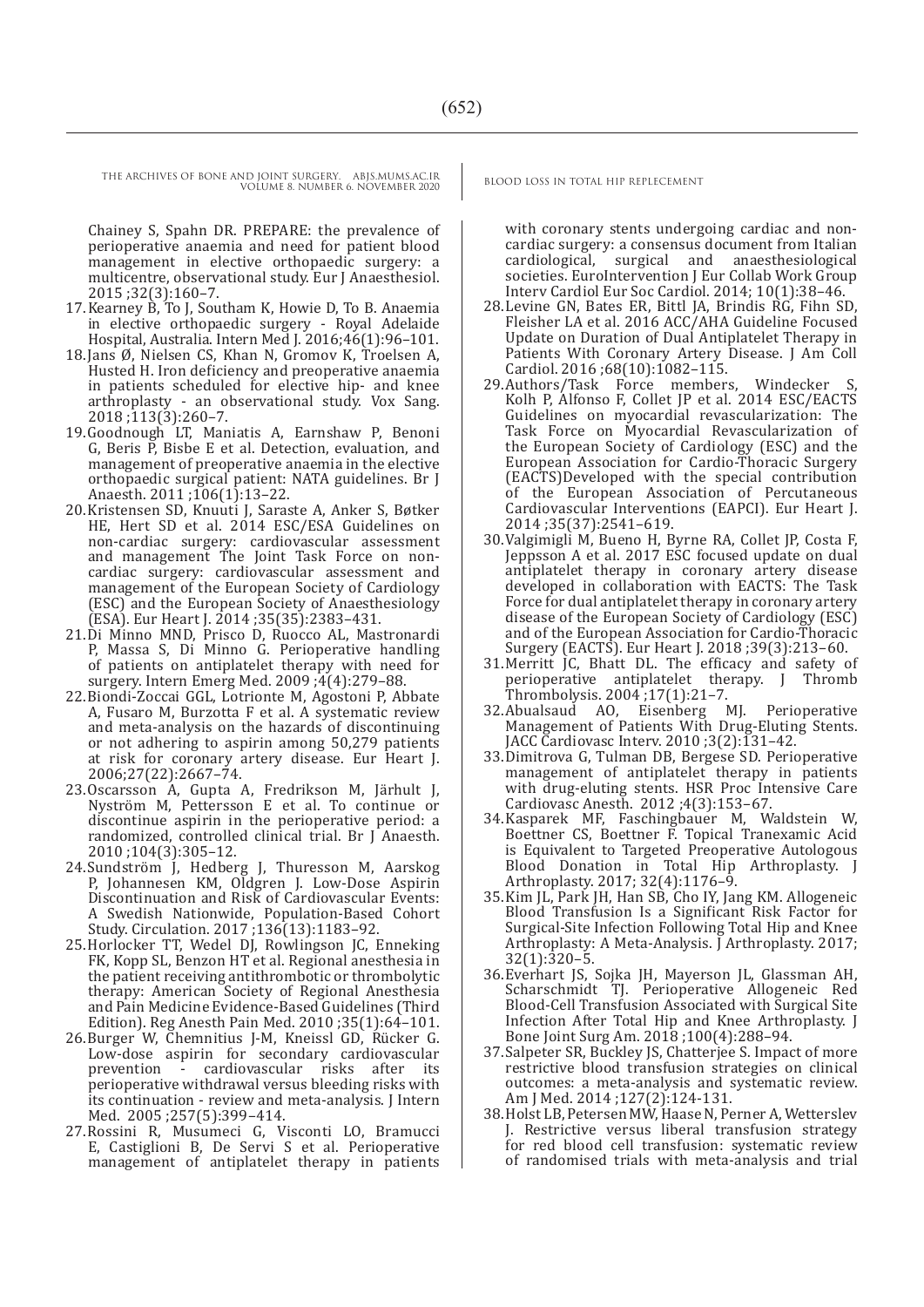Chainey S, Spahn DR. PREPARE: the prevalence of perioperative anaemia and need for patient blood management in elective orthopaedic surgery: a multicentre, observational study. Eur J Anaesthesiol. 2015 ;32(3):160–7.

17. Kearney B, To J, Southam K, Howie D, To B. Anaemia in elective orthopaedic surgery - Royal Adelaide Hospital, Australia. Intern Med J. 2016;46(1):96–101.
18. Jans Ø, Nielsen CS, Khan N, Gromov K, Troelsen A, Husted H. Iron deficiency and preoperative anaemia in patients scheduled for elective hip- and knee arthroplasty - an observational study. Vox Sang. 2018 ;113(3):260–7.
19. Goodnough LT, Maniatis A, Earnshaw P, Benoni G, Beris P, Bisbe E et al. Detection, evaluation, and management of preoperative anaemia in the elective orthopaedic surgical patient: NATA guidelines. Br J Anaesth. 2011 ;106(1):13–22.
20. Kristensen SD, Knuuti J, Saraste A, Anker S, Bøtker HE, Hert SD et al. 2014 ESC/ESA Guidelines on non-cardiac surgery: cardiovascular assessment and management The Joint Task Force on non-cardiac surgery: cardiovascular assessment and management of the European Society of Cardiology (ESC) and the European Society of Anaesthesiology (ESA). Eur Heart J. 2014 ;35(35):2383–431.
21. Di Minno MND, Prisco D, Ruocco AL, Mastronardi P, Massa S, Di Minno G. Perioperative handling of patients on antiplatelet therapy with need for surgery. Intern Emerg Med. 2009 ;4(4):279–88.
22. Biondi-Zoccai GGL, Lotrionte M, Agostoni P, Abbate A, Fusaro M, Burzotta F et al. A systematic review and meta-analysis on the hazards of discontinuing or not adhering to aspirin among 50,279 patients at risk for coronary artery disease. Eur Heart J. 2006;27(22):2667–74.
23. Oscarsson A, Gupta A, Fredrikson M, Järhult J, Nyström M, Pettersson E et al. To continue or discontinue aspirin in the perioperative period: a randomized, controlled clinical trial. Br J Anaesth. 2010 ;104(3):305–12.
24. Sundström J, Hedberg J, Thuresson M, Aarskog P, Johannesen KM, Oldgren J. Low-Dose Aspirin Discontinuation and Risk of Cardiovascular Events: A Swedish Nationwide, Population-Based Cohort Study. Circulation. 2017 ;136(13):1183–92.
25. Horlocker TT, Wedel DJ, Rowlingson JC, Enneking FK, Kopp SL, Benzon HT et al. Regional anesthesia in the patient receiving antithrombotic or thrombolytic therapy: American Society of Regional Anesthesia and Pain Medicine Evidence-Based Guidelines (Third Edition). Reg Anesth Pain Med. 2010 ;35(1):64–101.
26. Burger W, Chemnitius J-M, Kneissl GD, Rücker G. Low-dose aspirin for secondary cardiovascular prevention - cardiovascular risks after its perioperative withdrawal versus bleeding risks with its continuation - review and meta-analysis. J Intern Med. 2005 ;257(5):399–414.
27. Rossini R, Musumeci G, Visconti LO, Bramucci E, Castiglioni B, De Servi S et al. Perioperative management of antiplatelet therapy in patients with coronary stents undergoing cardiac and non-cardiac surgery: a consensus document from Italian cardiological, surgical and anaesthesiological societies. EuroIntervention J Eur Collab Work Group Interv Cardiol Eur Soc Cardiol. 2014; 10(1):38–46.
28. Levine GN, Bates ER, Bittl JA, Brindis RG, Fihn SD, Fleisher LA et al. 2016 ACC/AHA Guideline Focused Update on Duration of Dual Antiplatelet Therapy in Patients With Coronary Artery Disease. J Am Coll Cardiol. 2016 ;68(10):1082–115.
29. Authors/Task Force members, Windecker S, Kolh P, Alfonso F, Collet JP et al. 2014 ESC/EACTS Guidelines on myocardial revascularization: The Task Force on Myocardial Revascularization of the European Society of Cardiology (ESC) and the European Association for Cardio-Thoracic Surgery (EACTS)Developed with the special contribution of the European Association of Percutaneous Cardiovascular Interventions (EAPCI). Eur Heart J. 2014 ;35(37):2541–619.
30. Valgimigli M, Bueno H, Byrne RA, Collet JP, Costa F, Jeppsson A et al. 2017 ESC focused update on dual antiplatelet therapy in coronary artery disease developed in collaboration with EACTS: The Task Force for dual antiplatelet therapy in coronary artery disease of the European Society of Cardiology (ESC) and of the European Association for Cardio-Thoracic Surgery (EACTS). Eur Heart J. 2018 ;39(3):213–60.
31. Merritt JC, Bhatt DL. The efficacy and safety of perioperative antiplatelet therapy. J Thromb Thrombolysis. 2004 ;17(1):21–7.
32. Abualsaud AO, Eisenberg MJ. Perioperative Management of Patients With Drug-Eluting Stents. JACC Cardiovasc Interv. 2010 ;3(2):131–42.
33. Dimitrova G, Tulman DB, Bergese SD. Perioperative management of antiplatelet therapy in patients with drug-eluting stents. HSR Proc Intensive Care Cardiovasc Anesth. 2012 ;4(3):153–67.
34. Kasparek MF, Faschingbauer M, Waldstein W, Boettner CS, Boettner F. Topical Tranexamic Acid is Equivalent to Targeted Preoperative Autologous Blood Donation in Total Hip Arthroplasty. J Arthroplasty. 2017; 32(4):1176–9.
35. Kim JL, Park JH, Han SB, Cho IY, Jang KM. Allogeneic Blood Transfusion Is a Significant Risk Factor for Surgical-Site Infection Following Total Hip and Knee Arthroplasty: A Meta-Analysis. J Arthroplasty. 2017; 32(1):320–5.
36. Everhart JS, Sojka JH, Mayerson JL, Glassman AH, Scharschmidt TJ. Perioperative Allogeneic Red Blood-Cell Transfusion Associated with Surgical Site Infection After Total Hip and Knee Arthroplasty. J Bone Joint Surg Am. 2018 ;100(4):288–94.
37. Salpeter SR, Buckley JS, Chatterjee S. Impact of more restrictive blood transfusion strategies on clinical outcomes: a meta-analysis and systematic review. Am J Med. 2014 ;127(2):124-131.
38. Holst LB, Petersen MW, Haase N, Perner A, Wetterslev J. Restrictive versus liberal transfusion strategy for red blood cell transfusion: systematic review of randomised trials with meta-analysis and trial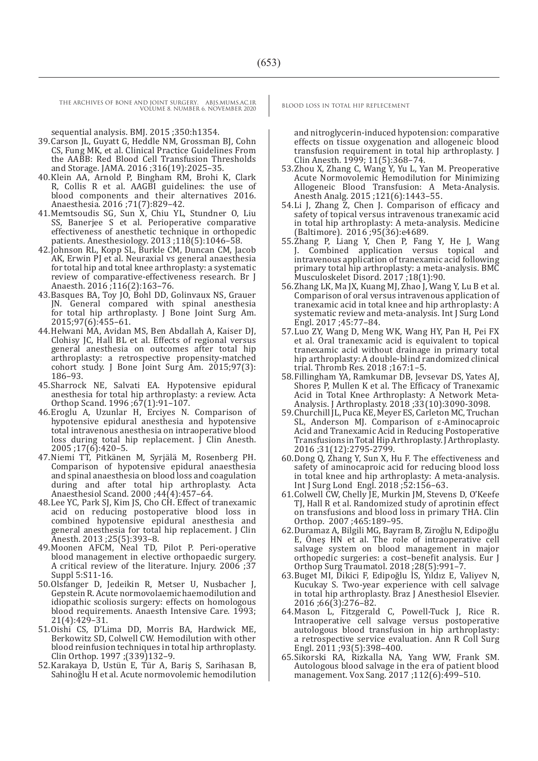sequential analysis. BMJ. 2015 ;350:h1354.

39. Carson JL, Guyatt G, Heddle NM, Grossman BJ, Cohn CS, Fung MK, et al. Clinical Practice Guidelines From the AABB: Red Blood Cell Transfusion Thresholds and Storage. JAMA. 2016 ;316(19):2025–35.
40. Klein AA, Arnold P, Bingham RM, Brohi K, Clark R, Collis R et al. AAGBI guidelines: the use of blood components and their alternatives 2016. Anaesthesia. 2016 ;71(7):829–42.
41. Memtsoudis SG, Sun X, Chiu YL, Stundner O, Liu SS, Banerjee S et al. Perioperative comparative effectiveness of anesthetic technique in orthopedic patients. Anesthesiology. 2013 ;118(5):1046–58.
42. Johnson RL, Kopp SL, Burkle CM, Duncan CM, Jacob AK, Erwin PJ et al. Neuraxial vs general anaesthesia for total hip and total knee arthroplasty: a systematic review of comparative-effectiveness research. Br J Anaesth. 2016 ;116(2):163–76.
43. Basques BA, Toy JO, Bohl DD, Golinvaux NS, Grauer JN. General compared with spinal anesthesia for total hip arthroplasty. J Bone Joint Surg Am. 2015;97(6):455–61.
44. Helwani MA, Avidan MS, Ben Abdallah A, Kaiser DJ, Clohisy JC, Hall BL et al. Effects of regional versus general anesthesia on outcomes after total hip arthroplasty: a retrospective propensity-matched cohort study. J Bone Joint Surg Am. 2015;97(3): 186–93.
45. Sharrock NE, Salvati EA. Hypotensive epidural anesthesia for total hip arthroplasty: a review. Acta Orthop Scand. 1996 ;67(1):91–107.
46. Eroglu A, Uzunlar H, Erciyes N. Comparison of hypotensive epidural anesthesia and hypotensive total intravenous anesthesia on intraoperative blood loss during total hip replacement. J Clin Anesth. 2005 ;17(6):420–5.
47. Niemi TT, Pitkänen M, Syrjälä M, Rosenberg PH. Comparison of hypotensive epidural anaesthesia and spinal anaesthesia on blood loss and coagulation during and after total hip arthroplasty. Acta Anaesthesiol Scand. 2000 ;44(4):457–64.
48. Lee YC, Park SJ, Kim JS, Cho CH. Effect of tranexamic acid on reducing postoperative blood loss in combined hypotensive epidural anesthesia and general anesthesia for total hip replacement. J Clin Anesth. 2013 ;25(5):393–8.
49. Moonen AFCM, Neal TD, Pilot P. Peri-operative blood management in elective orthopaedic surgery. A critical review of the literature. Injury. 2006 ;37 Suppl 5:S11-16.
50. Olsfanger D, Jedeikin R, Metser U, Nusbacher J, Gepstein R. Acute normovolaemic haemodilution and idiopathic scoliosis surgery: effects on homologous blood requirements. Anaesth Intensive Care. 1993; 21(4):429–31.
51. Oishi CS, D'Lima DD, Morris BA, Hardwick ME, Berkowitz SD, Colwell CW. Hemodilution with other blood reinfusion techniques in total hip arthroplasty. Clin Orthop. 1997 ;(339)132–9.
52. Karakaya D, Ustün E, Tür A, Bariş S, Sarihasan B, Sahinoğlu H et al. Acute normovolemic hemodilution and nitroglycerin-induced hypotension: comparative effects on tissue oxygenation and allogeneic blood transfusion requirement in total hip arthroplasty. J Clin Anesth. 1999; 11(5):368–74.
53. Zhou X, Zhang C, Wang Y, Yu L, Yan M. Preoperative Acute Normovolemic Hemodilution for Minimizing Allogeneic Blood Transfusion: A Meta-Analysis. Anesth Analg. 2015 ;121(6):1443–55.
54. Li J, Zhang Z, Chen J. Comparison of efficacy and safety of topical versus intravenous tranexamic acid in total hip arthroplasty: A meta-analysis. Medicine (Baltimore). 2016 ;95(36):e4689.
55. Zhang P, Liang Y, Chen P, Fang Y, He J, Wang J. Combined application versus topical and intravenous application of tranexamic acid following primary total hip arthroplasty: a meta-analysis. BMC Musculoskelet Disord. 2017 ;18(1):90.
56. Zhang LK, Ma JX, Kuang MJ, Zhao J, Wang Y, Lu B et al. Comparison of oral versus intravenous application of tranexamic acid in total knee and hip arthroplasty: A systematic review and meta-analysis. Int J Surg Lond Engl. 2017 ;45:77–84.
57. Luo ZY, Wang D, Meng WK, Wang HY, Pan H, Pei FX et al. Oral tranexamic acid is equivalent to topical tranexamic acid without drainage in primary total hip arthroplasty: A double-blind randomized clinical trial. Thromb Res. 2018 ;167:1–5.
58. Fillingham YA, Ramkumar DB, Jevsevar DS, Yates AJ, Shores P, Mullen K et al. The Efficacy of Tranexamic Acid in Total Knee Arthroplasty: A Network Meta-Analysis. J Arthroplasty. 2018 ;33(10):3090-3098.
59. Churchill JL, Puca KE, Meyer ES, Carleton MC, Truchan SL, Anderson MJ. Comparison of ε-Aminocaproic Acid and Tranexamic Acid in Reducing Postoperative Transfusions in Total Hip Arthroplasty. J Arthroplasty. 2016 ;31(12):2795-2799.
60. Dong Q, Zhang Y, Sun X, Hu F. The effectiveness and safety of aminocaproic acid for reducing blood loss in total knee and hip arthroplasty: A meta-analysis. Int J Surg Lond Engl. 2018 ;52:156–63.
61. Colwell CW, Chelly JE, Murkin JM, Stevens D, O'Keefe TJ, Hall R et al. Randomized study of aprotinin effect on transfusions and blood loss in primary THA. Clin Orthop. 2007 ;465:189–95.
62. Duramaz A, Bilgili MG, Bayram B, Ziroğlu N, Edipoğlu E, Öneş HN et al. The role of intraoperative cell salvage system on blood management in major orthopedic surgeries: a cost–benefit analysis. Eur J Orthop Surg Traumatol. 2018 ;28(5):991–7.
63. Buget MI, Dikici F, Edipoğlu İS, Yıldız E, Valiyev N, Kucukay S. Two-year experience with cell salvage in total hip arthroplasty. Braz J Anesthesiol Elsevier. 2016 ;66(3):276–82.
64. Mason L, Fitzgerald C, Powell-Tuck J, Rice R. Intraoperative cell salvage versus postoperative autologous blood transfusion in hip arthroplasty: a retrospective service evaluation. Ann R Coll Surg Engl. 2011 ;93(5):398–400.
65. Sikorski RA, Rizkalla NA, Yang WW, Frank SM. Autologous blood salvage in the era of patient blood management. Vox Sang. 2017 ;112(6):499–510.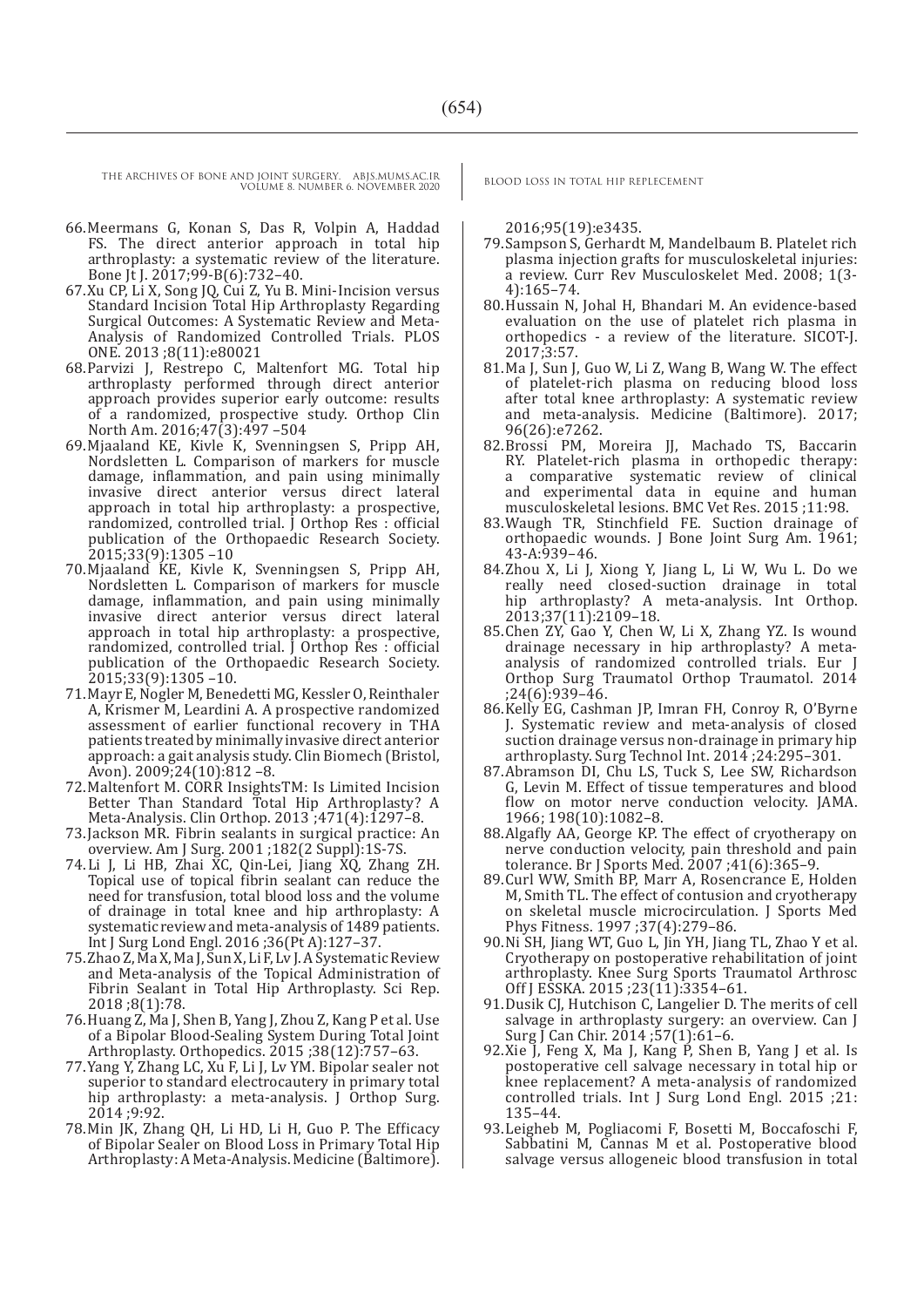66. Meermans G, Konan S, Das R, Volpin A, Haddad FS. The direct anterior approach in total hip arthroplasty: a systematic review of the literature. Bone Jt J. 2017;99-B(6):732–40.
67. Xu CP, Li X, Song JQ, Cui Z, Yu B. Mini-Incision versus Standard Incision Total Hip Arthroplasty Regarding Surgical Outcomes: A Systematic Review and Meta-Analysis of Randomized Controlled Trials. PLOS ONE. 2013 ;8(11):e80021
68. Parvizi J, Restrepo C, Maltenfort MG. Total hip arthroplasty performed through direct anterior approach provides superior early outcome: results of a randomized, prospective study. Orthop Clin North Am. 2016;47(3):497 –504
69. Mjaaland KE, Kivle K, Svenningsen S, Pripp AH, Nordsletten L. Comparison of markers for muscle damage, inflammation, and pain using minimally invasive direct anterior versus direct lateral approach in total hip arthroplasty: a prospective, randomized, controlled trial. J Orthop Res : official publication of the Orthopaedic Research Society. 2015;33(9):1305 –10
70. Mjaaland KE, Kivle K, Svenningsen S, Pripp AH, Nordsletten L. Comparison of markers for muscle damage, inflammation, and pain using minimally invasive direct anterior versus direct lateral approach in total hip arthroplasty: a prospective, randomized, controlled trial. J Orthop Res : official publication of the Orthopaedic Research Society. 2015;33(9):1305 –10.
71. Mayr E, Nogler M, Benedetti MG, Kessler O, Reinthaler A, Krismer M, Leardini A. A prospective randomized assessment of earlier functional recovery in THA patients treated by minimally invasive direct anterior approach: a gait analysis study. Clin Biomech (Bristol, Avon). 2009;24(10):812 –8.
72. Maltenfort M. CORR InsightsTM: Is Limited Incision Better Than Standard Total Hip Arthroplasty? A Meta-Analysis. Clin Orthop. 2013 ;471(4):1297–8.
73. Jackson MR. Fibrin sealants in surgical practice: An overview. Am J Surg. 2001 ;182(2 Suppl):1S-7S.
74. Li J, Li HB, Zhai XC, Qin-Lei, Jiang XQ, Zhang ZH. Topical use of topical fibrin sealant can reduce the need for transfusion, total blood loss and the volume of drainage in total knee and hip arthroplasty: A systematic review and meta-analysis of 1489 patients. Int J Surg Lond Engl. 2016 ;36(Pt A):127–37.
75. Zhao Z, Ma X, Ma J, Sun X, Li F, Lv J. A Systematic Review and Meta-analysis of the Topical Administration of Fibrin Sealant in Total Hip Arthroplasty. Sci Rep. 2018 ;8(1):78.
76. Huang Z, Ma J, Shen B, Yang J, Zhou Z, Kang P et al. Use of a Bipolar Blood-Sealing System During Total Joint Arthroplasty. Orthopedics. 2015 ;38(12):757–63.
77. Yang Y, Zhang LC, Xu F, Li J, Lv YM. Bipolar sealer not superior to standard electrocautery in primary total hip arthroplasty: a meta-analysis. J Orthop Surg. 2014 ;9:92.
78. Min JK, Zhang QH, Li HD, Li H, Guo P. The Efficacy of Bipolar Sealer on Blood Loss in Primary Total Hip Arthroplasty: A Meta-Analysis. Medicine (Baltimore). 2016;95(19):e3435.
79. Sampson S, Gerhardt M, Mandelbaum B. Platelet rich plasma injection grafts for musculoskeletal injuries: a review. Curr Rev Musculoskelet Med. 2008; 1(3-4):165–74.
80. Hussain N, Johal H, Bhandari M. An evidence-based evaluation on the use of platelet rich plasma in orthopedics - a review of the literature. SICOT-J. 2017;3:57.
81. Ma J, Sun J, Guo W, Li Z, Wang B, Wang W. The effect of platelet-rich plasma on reducing blood loss after total knee arthroplasty: A systematic review and meta-analysis. Medicine (Baltimore). 2017; 96(26):e7262.
82. Brossi PM, Moreira JJ, Machado TS, Baccarin RY. Platelet-rich plasma in orthopedic therapy: a comparative systematic review of clinical and experimental data in equine and human musculoskeletal lesions. BMC Vet Res. 2015 ;11:98.
83. Waugh TR, Stinchfield FE. Suction drainage of orthopaedic wounds. J Bone Joint Surg Am. 1961; 43-A:939–46.
84. Zhou X, Li J, Xiong Y, Jiang L, Li W, Wu L. Do we really need closed-suction drainage in total hip arthroplasty? A meta-analysis. Int Orthop. 2013;37(11):2109–18.
85. Chen ZY, Gao Y, Chen W, Li X, Zhang YZ. Is wound drainage necessary in hip arthroplasty? A meta-analysis of randomized controlled trials. Eur J Orthop Surg Traumatol Orthop Traumatol. 2014 ;24(6):939–46.
86. Kelly EG, Cashman JP, Imran FH, Conroy R, O'Byrne J. Systematic review and meta-analysis of closed suction drainage versus non-drainage in primary hip arthroplasty. Surg Technol Int. 2014 ;24:295–301.
87. Abramson DI, Chu LS, Tuck S, Lee SW, Richardson G, Levin M. Effect of tissue temperatures and blood flow on motor nerve conduction velocity. JAMA. 1966; 198(10):1082–8.
88. Algafly AA, George KP. The effect of cryotherapy on nerve conduction velocity, pain threshold and pain tolerance. Br J Sports Med. 2007 ;41(6):365–9.
89. Curl WW, Smith BP, Marr A, Rosencrance E, Holden M, Smith TL. The effect of contusion and cryotherapy on skeletal muscle microcirculation. J Sports Med Phys Fitness. 1997 ;37(4):279–86.
90. Ni SH, Jiang WT, Guo L, Jin YH, Jiang TL, Zhao Y et al. Cryotherapy on postoperative rehabilitation of joint arthroplasty. Knee Surg Sports Traumatol Arthrosc Off J ESSKA. 2015 ;23(11):3354–61.
91. Dusik CJ, Hutchison C, Langelier D. The merits of cell salvage in arthroplasty surgery: an overview. Can J Surg J Can Chir. 2014 ;57(1):61–6.
92. Xie J, Feng X, Ma J, Kang P, Shen B, Yang J et al. Is postoperative cell salvage necessary in total hip or knee replacement? A meta-analysis of randomized controlled trials. Int J Surg Lond Engl. 2015 ;21: 135–44.
93. Leigheb M, Pogliacomi F, Bosetti M, Boccafoschi F, Sabbatini M, Cannas M et al. Postoperative blood salvage versus allogeneic blood transfusion in total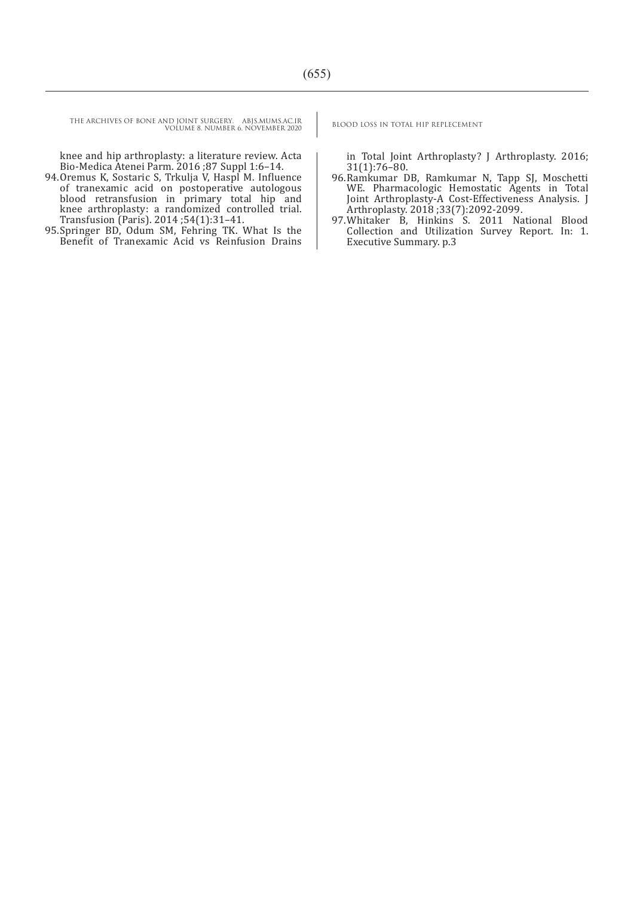knee and hip arthroplasty: a literature review. Acta Bio-Medica Atenei Parm. 2016 ;87 Suppl 1:6–14.

94. Oremus K, Sostaric S, Trkulja V, Haspl M. Influence of tranexamic acid on postoperative autologous blood retransfusion in primary total hip and knee arthroplasty: a randomized controlled trial. Transfusion (Paris). 2014 ;54(1):31–41.
95. Springer BD, Odum SM, Fehring TK. What Is the Benefit of Tranexamic Acid vs Reinfusion Drains in Total Joint Arthroplasty? J Arthroplasty. 2016; 31(1):76–80.
96. Ramkumar DB, Ramkumar N, Tapp SJ, Moschetti WE. Pharmacologic Hemostatic Agents in Total Joint Arthroplasty-A Cost-Effectiveness Analysis. J Arthroplasty. 2018 ;33(7):2092-2099.
97. Whitaker B, Hinkins S. 2011 National Blood Collection and Utilization Survey Report. In: 1. Executive Summary. p.3